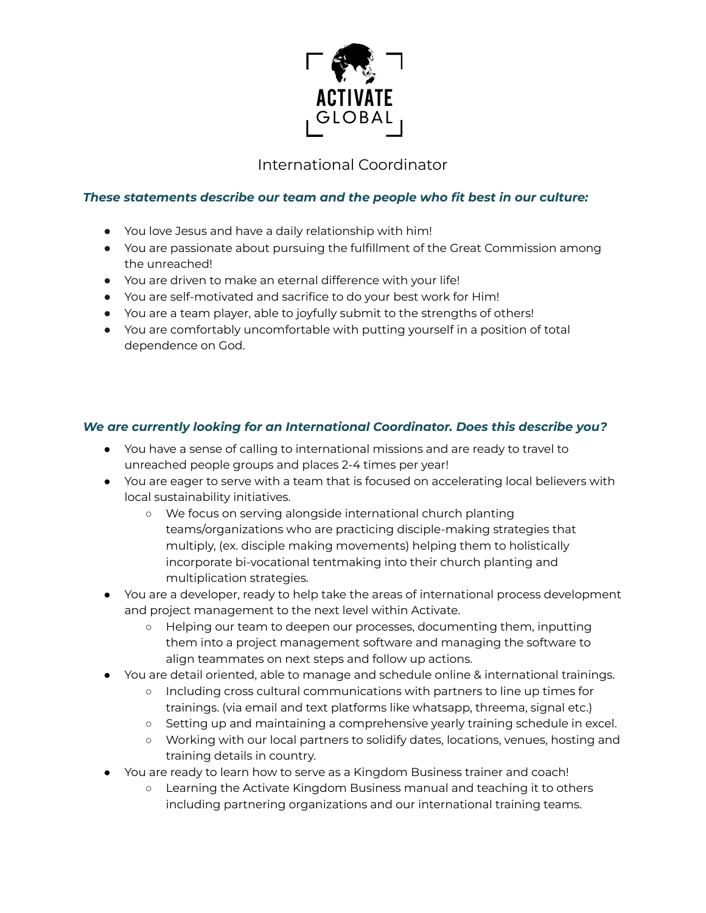# ACTIVATE GLOBAL

## International Coordinator

***These statements describe our team and the people who fit best in our culture:***

- You love Jesus and have a daily relationship with him!
- You are passionate about pursuing the fulfillment of the Great Commission among the unreached!
- You are driven to make an eternal difference with your life!
- You are self-motivated and sacrifice to do your best work for Him!
- You are a team player, able to joyfully submit to the strengths of others!
- You are comfortably uncomfortable with putting yourself in a position of total dependence on God.

***We are currently looking for an International Coordinator. Does this describe you?***

- You have a sense of calling to international missions and are ready to travel to unreached people groups and places 2-4 times per year!
- You are eager to serve with a team that is focused on accelerating local believers with local sustainability initiatives.
    - We focus on serving alongside international church planting teams/organizations who are practicing disciple-making strategies that multiply, (ex. disciple making movements) helping them to holistically incorporate bi-vocational tentmaking into their church planting and multiplication strategies.
- You are a developer, ready to help take the areas of international process development and project management to the next level within Activate.
    - Helping our team to deepen our processes, documenting them, inputting them into a project management software and managing the software to align teammates on next steps and follow up actions.
- You are detail oriented, able to manage and schedule online & international trainings.
    - Including cross cultural communications with partners to line up times for trainings. (via email and text platforms like whatsapp, threema, signal etc.)
    - Setting up and maintaining a comprehensive yearly training schedule in excel.
    - Working with our local partners to solidify dates, locations, venues, hosting and training details in country.
- You are ready to learn how to serve as a Kingdom Business trainer and coach!
    - Learning the Activate Kingdom Business manual and teaching it to others including partnering organizations and our international training teams.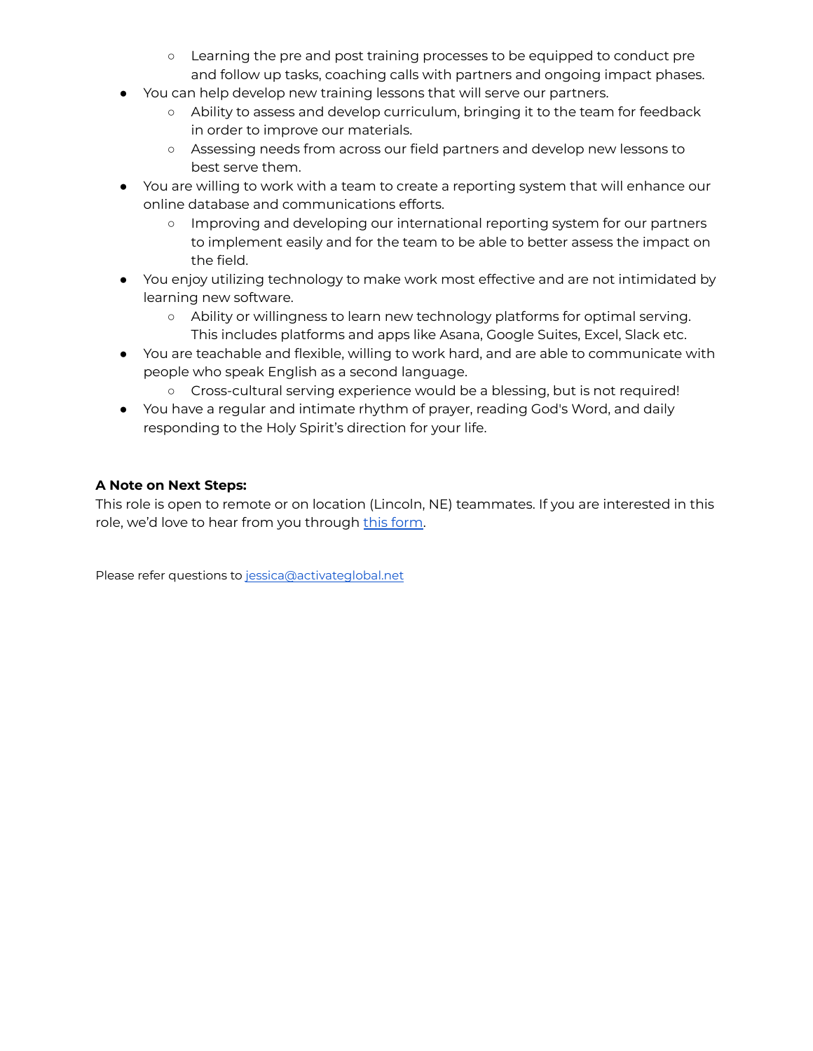- Learning the pre and post training processes to be equipped to conduct pre and follow up tasks, coaching calls with partners and ongoing impact phases.
- You can help develop new training lessons that will serve our partners.
    - Ability to assess and develop curriculum, bringing it to the team for feedback in order to improve our materials.
    - Assessing needs from across our field partners and develop new lessons to best serve them.
- You are willing to work with a team to create a reporting system that will enhance our online database and communications efforts.
    - Improving and developing our international reporting system for our partners to implement easily and for the team to be able to better assess the impact on the field.
- You enjoy utilizing technology to make work most effective and are not intimidated by learning new software.
    - Ability or willingness to learn new technology platforms for optimal serving. This includes platforms and apps like Asana, Google Suites, Excel, Slack etc.
- You are teachable and flexible, willing to work hard, and are able to communicate with people who speak English as a second language.
    - Cross-cultural serving experience would be a blessing, but is not required!
- You have a regular and intimate rhythm of prayer, reading God's Word, and daily responding to the Holy Spirit's direction for your life.

**A Note on Next Steps:**
This role is open to remote or on location (Lincoln, NE) teammates. If you are interested in this role, we'd love to hear from you through this form.

Please refer questions to jessica@activateglobal.net